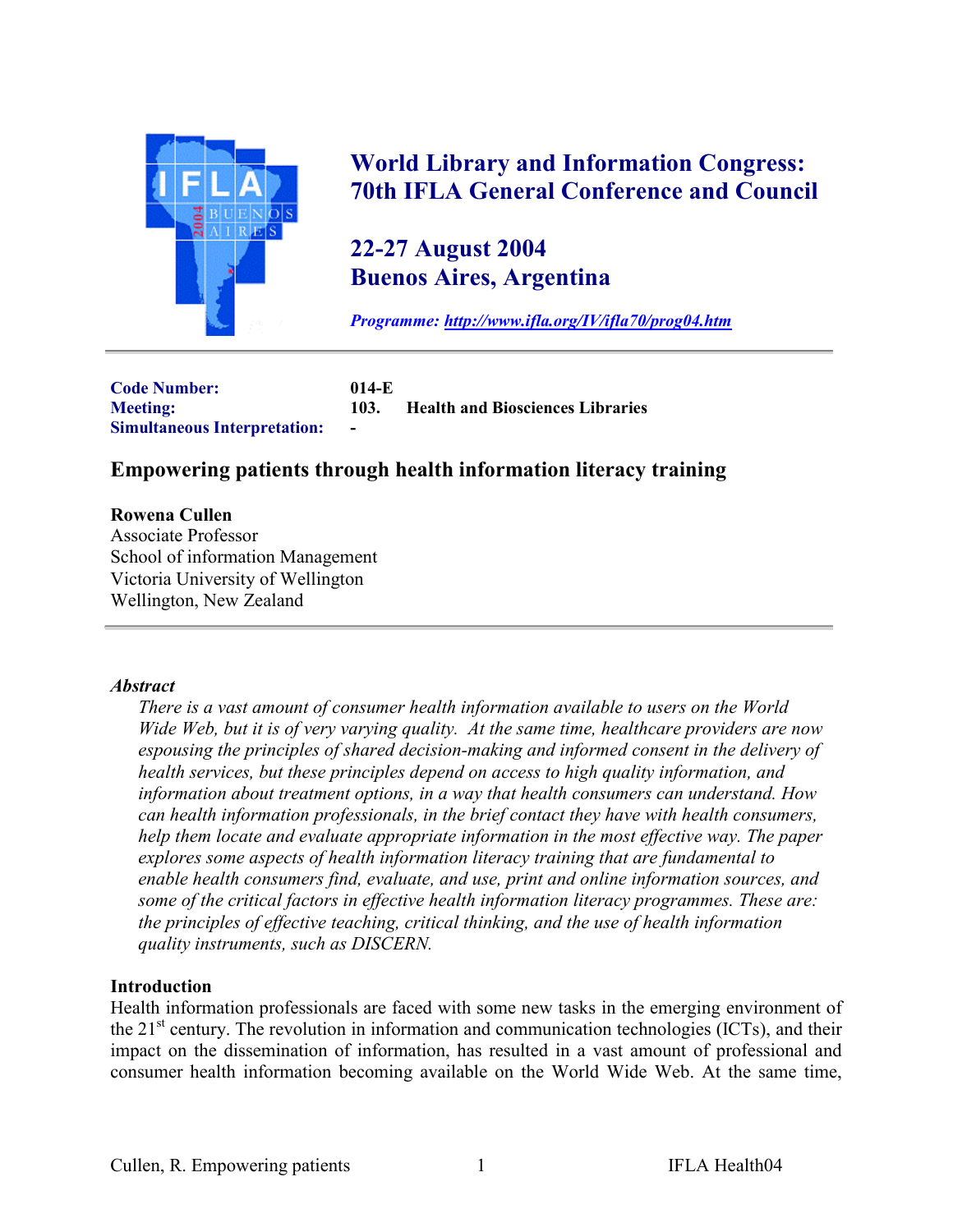# World Library and Information Congress: 70th IFLA General Conference and Council

## 22-27 August 2004
## Buenos Aires, Argentina

*Programme: http://www.ifla.org/IV/ifla70/prog04.htm*

---

**Code Number:** 014-E
**Meeting:** 103. Health and Biosciences Libraries
**Simultaneous Interpretation:** -

## Empowering patients through health information literacy training

**Rowena Cullen**
Associate Professor
School of information Management
Victoria University of Wellington
Wellington, New Zealand

---

***Abstract***

*There is a vast amount of consumer health information available to users on the World Wide Web, but it is of very varying quality. At the same time, healthcare providers are now espousing the principles of shared decision-making and informed consent in the delivery of health services, but these principles depend on access to high quality information, and information about treatment options, in a way that health consumers can understand. How can health information professionals, in the brief contact they have with health consumers, help them locate and evaluate appropriate information in the most effective way. The paper explores some aspects of health information literacy training that are fundamental to enable health consumers find, evaluate, and use, print and online information sources, and some of the critical factors in effective health information literacy programmes. These are: the principles of effective teaching, critical thinking, and the use of health information quality instruments, such as DISCERN.*

**Introduction**

Health information professionals are faced with some new tasks in the emerging environment of the 21st century. The revolution in information and communication technologies (ICTs), and their impact on the dissemination of information, has resulted in a vast amount of professional and consumer health information becoming available on the World Wide Web. At the same time,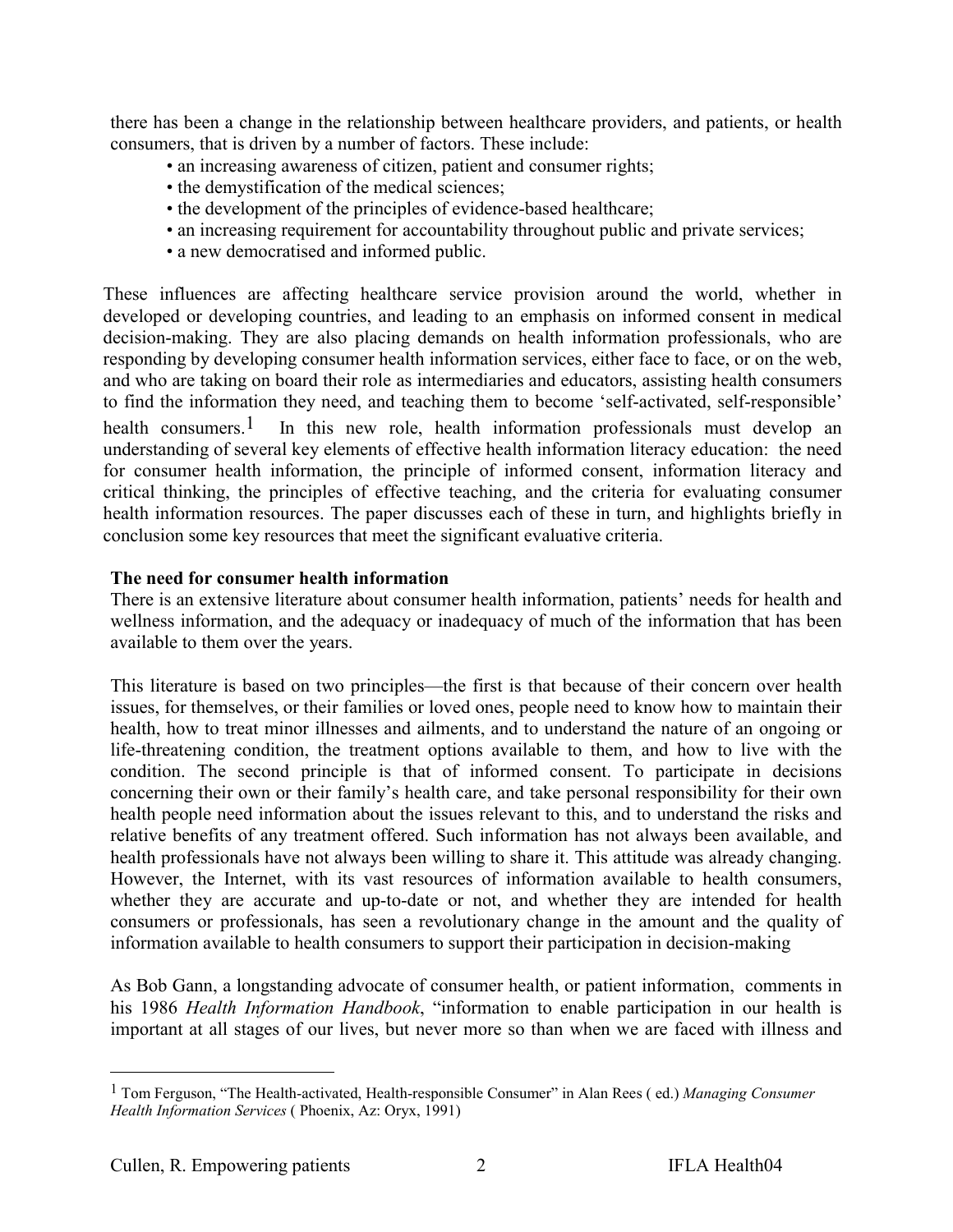there has been a change in the relationship between healthcare providers, and patients, or health consumers, that is driven by a number of factors. These include:

- an increasing awareness of citizen, patient and consumer rights;
- the demystification of the medical sciences;
- the development of the principles of evidence-based healthcare;
- an increasing requirement for accountability throughout public and private services;
- a new democratised and informed public.

These influences are affecting healthcare service provision around the world, whether in developed or developing countries, and leading to an emphasis on informed consent in medical decision-making. They are also placing demands on health information professionals, who are responding by developing consumer health information services, either face to face, or on the web, and who are taking on board their role as intermediaries and educators, assisting health consumers to find the information they need, and teaching them to become 'self-activated, self-responsible' health consumers.[1] In this new role, health information professionals must develop an understanding of several key elements of effective health information literacy education: the need for consumer health information, the principle of informed consent, information literacy and critical thinking, the principles of effective teaching, and the criteria for evaluating consumer health information resources. The paper discusses each of these in turn, and highlights briefly in conclusion some key resources that meet the significant evaluative criteria.

**The need for consumer health information**

There is an extensive literature about consumer health information, patients' needs for health and wellness information, and the adequacy or inadequacy of much of the information that has been available to them over the years.

This literature is based on two principles—the first is that because of their concern over health issues, for themselves, or their families or loved ones, people need to know how to maintain their health, how to treat minor illnesses and ailments, and to understand the nature of an ongoing or life-threatening condition, the treatment options available to them, and how to live with the condition. The second principle is that of informed consent. To participate in decisions concerning their own or their family's health care, and take personal responsibility for their own health people need information about the issues relevant to this, and to understand the risks and relative benefits of any treatment offered. Such information has not always been available, and health professionals have not always been willing to share it. This attitude was already changing. However, the Internet, with its vast resources of information available to health consumers, whether they are accurate and up-to-date or not, and whether they are intended for health consumers or professionals, has seen a revolutionary change in the amount and the quality of information available to health consumers to support their participation in decision-making

As Bob Gann, a longstanding advocate of consumer health, or patient information, comments in his 1986 *Health Information Handbook*, "information to enable participation in our health is important at all stages of our lives, but never more so than when we are faced with illness and

---

[1] Tom Ferguson, "The Health-activated, Health-responsible Consumer" in Alan Rees ( ed.) *Managing Consumer Health Information Services* ( Phoenix, Az: Oryx, 1991)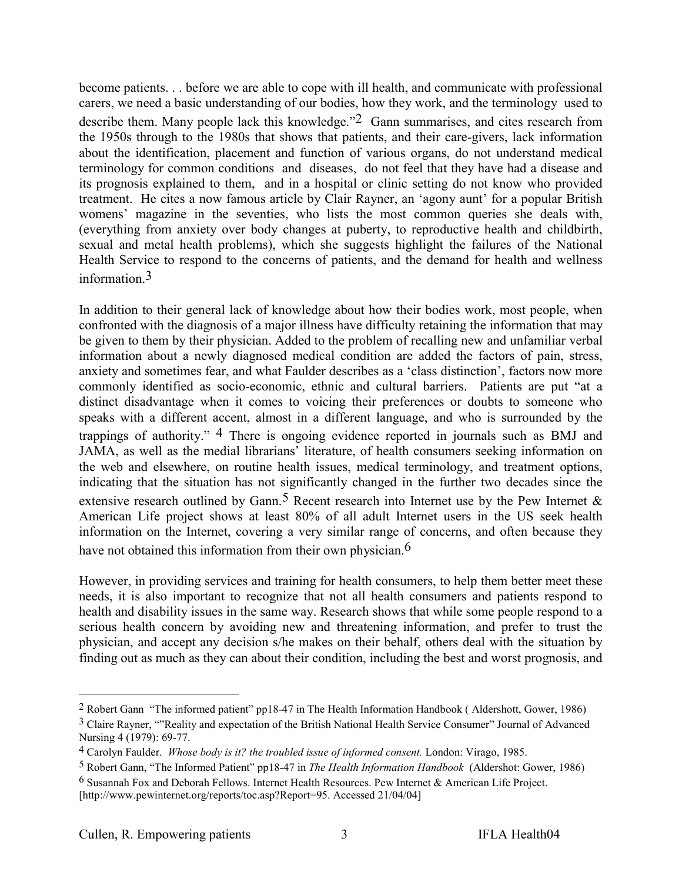become patients. . . before we are able to cope with ill health, and communicate with professional carers, we need a basic understanding of our bodies, how they work, and the terminology used to describe them. Many people lack this knowledge."[2] Gann summarises, and cites research from the 1950s through to the 1980s that shows that patients, and their care-givers, lack information about the identification, placement and function of various organs, do not understand medical terminology for common conditions and diseases, do not feel that they have had a disease and its prognosis explained to them, and in a hospital or clinic setting do not know who provided treatment. He cites a now famous article by Clair Rayner, an 'agony aunt' for a popular British womens' magazine in the seventies, who lists the most common queries she deals with, (everything from anxiety over body changes at puberty, to reproductive health and childbirth, sexual and metal health problems), which she suggests highlight the failures of the National Health Service to respond to the concerns of patients, and the demand for health and wellness information.[3]

In addition to their general lack of knowledge about how their bodies work, most people, when confronted with the diagnosis of a major illness have difficulty retaining the information that may be given to them by their physician. Added to the problem of recalling new and unfamiliar verbal information about a newly diagnosed medical condition are added the factors of pain, stress, anxiety and sometimes fear, and what Faulder describes as a 'class distinction', factors now more commonly identified as socio-economic, ethnic and cultural barriers. Patients are put "at a distinct disadvantage when it comes to voicing their preferences or doubts to someone who speaks with a different accent, almost in a different language, and who is surrounded by the trappings of authority." [4] There is ongoing evidence reported in journals such as BMJ and JAMA, as well as the medial librarians' literature, of health consumers seeking information on the web and elsewhere, on routine health issues, medical terminology, and treatment options, indicating that the situation has not significantly changed in the further two decades since the extensive research outlined by Gann.[5] Recent research into Internet use by the Pew Internet & American Life project shows at least 80% of all adult Internet users in the US seek health information on the Internet, covering a very similar range of concerns, and often because they have not obtained this information from their own physician.[6]

However, in providing services and training for health consumers, to help them better meet these needs, it is also important to recognize that not all health consumers and patients respond to health and disability issues in the same way. Research shows that while some people respond to a serious health concern by avoiding new and threatening information, and prefer to trust the physician, and accept any decision s/he makes on their behalf, others deal with the situation by finding out as much as they can about their condition, including the best and worst prognosis, and

---

[2] Robert Gann "The informed patient" pp18-47 in The Health Information Handbook ( Aldershott, Gower, 1986)

[3] Claire Rayner, ""Reality and expectation of the British National Health Service Consumer" Journal of Advanced Nursing 4 (1979): 69-77.

[4] Carolyn Faulder. *Whose body is it? the troubled issue of informed consent.* London: Virago, 1985.

[5] Robert Gann, "The Informed Patient" pp18-47 in *The Health Information Handbook* (Aldershot: Gower, 1986)

[6] Susannah Fox and Deborah Fellows. Internet Health Resources. Pew Internet & American Life Project. [http://www.pewinternet.org/reports/toc.asp?Report=95. Accessed 21/04/04]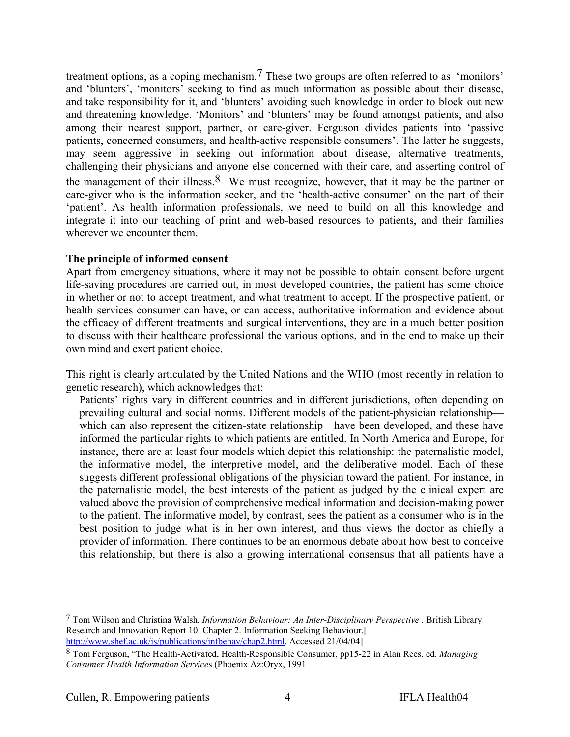treatment options, as a coping mechanism.[7] These two groups are often referred to as 'monitors' and 'blunters', 'monitors' seeking to find as much information as possible about their disease, and take responsibility for it, and 'blunters' avoiding such knowledge in order to block out new and threatening knowledge. 'Monitors' and 'blunters' may be found amongst patients, and also among their nearest support, partner, or care-giver. Ferguson divides patients into 'passive patients, concerned consumers, and health-active responsible consumers'. The latter he suggests, may seem aggressive in seeking out information about disease, alternative treatments, challenging their physicians and anyone else concerned with their care, and asserting control of the management of their illness.[8] We must recognize, however, that it may be the partner or care-giver who is the information seeker, and the 'health-active consumer' on the part of their 'patient'. As health information professionals, we need to build on all this knowledge and integrate it into our teaching of print and web-based resources to patients, and their families wherever we encounter them.

**The principle of informed consent**

Apart from emergency situations, where it may not be possible to obtain consent before urgent life-saving procedures are carried out, in most developed countries, the patient has some choice in whether or not to accept treatment, and what treatment to accept. If the prospective patient, or health services consumer can have, or can access, authoritative information and evidence about the efficacy of different treatments and surgical interventions, they are in a much better position to discuss with their healthcare professional the various options, and in the end to make up their own mind and exert patient choice.

This right is clearly articulated by the United Nations and the WHO (most recently in relation to genetic research), which acknowledges that:

> Patients' rights vary in different countries and in different jurisdictions, often depending on prevailing cultural and social norms. Different models of the patient-physician relationship—which can also represent the citizen-state relationship—have been developed, and these have informed the particular rights to which patients are entitled. In North America and Europe, for instance, there are at least four models which depict this relationship: the paternalistic model, the informative model, the interpretive model, and the deliberative model. Each of these suggests different professional obligations of the physician toward the patient. For instance, in the paternalistic model, the best interests of the patient as judged by the clinical expert are valued above the provision of comprehensive medical information and decision-making power to the patient. The informative model, by contrast, sees the patient as a consumer who is in the best position to judge what is in her own interest, and thus views the doctor as chiefly a provider of information. There continues to be an enormous debate about how best to conceive this relationship, but there is also a growing international consensus that all patients have a

---

[7] Tom Wilson and Christina Walsh, *Information Behaviour: An Inter-Disciplinary Perspective .* British Library Research and Innovation Report 10. Chapter 2. Information Seeking Behaviour.[ http://www.shef.ac.uk/is/publications/infbehav/chap2.html. Accessed 21/04/04]

[8] Tom Ferguson, "The Health-Activated, Health-Responsible Consumer, pp15-22 in Alan Rees, ed. *Managing Consumer Health Information Services* (Phoenix Az:Oryx, 1991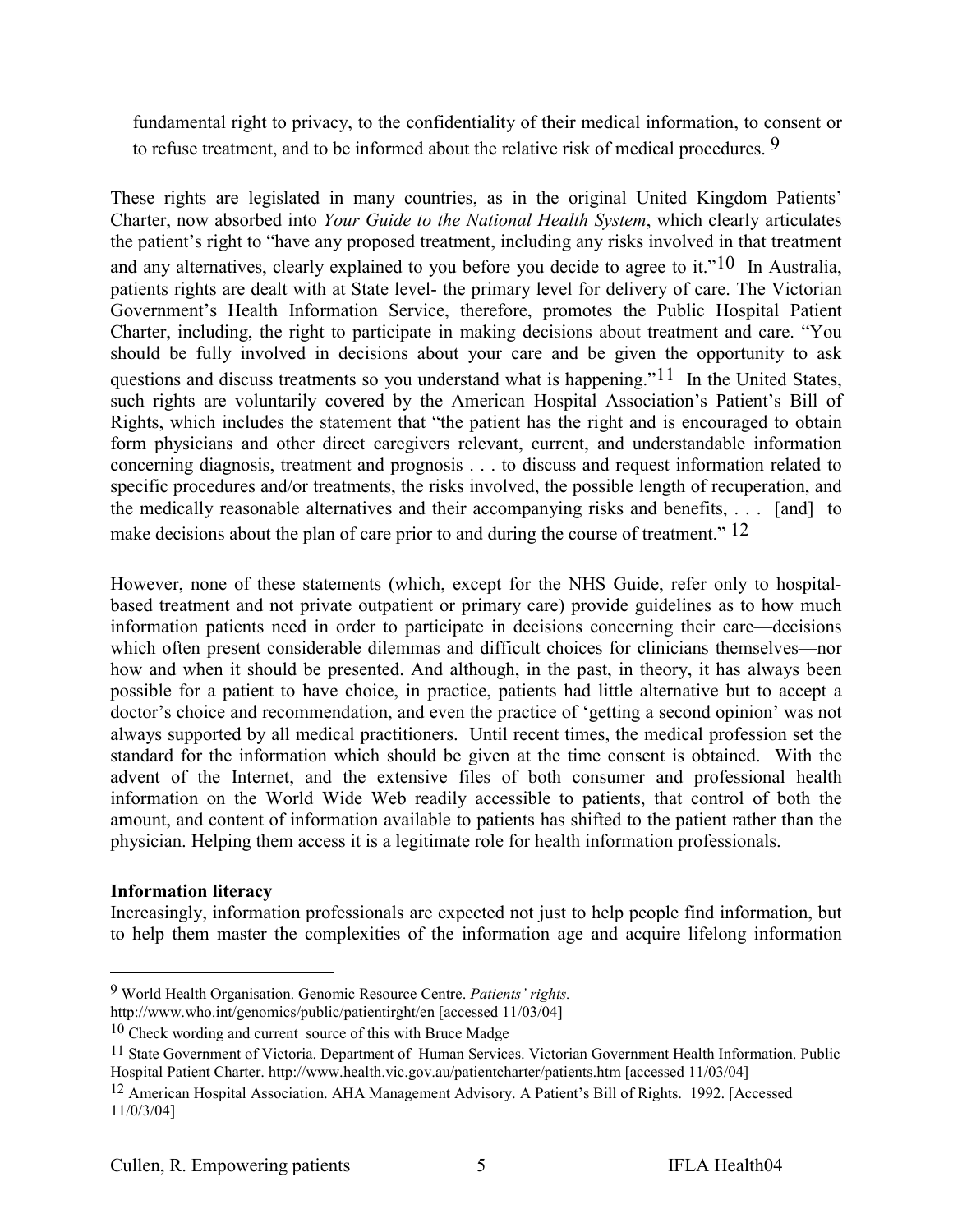fundamental right to privacy, to the confidentiality of their medical information, to consent or to refuse treatment, and to be informed about the relative risk of medical procedures. [9]

These rights are legislated in many countries, as in the original United Kingdom Patients' Charter, now absorbed into *Your Guide to the National Health System*, which clearly articulates the patient's right to "have any proposed treatment, including any risks involved in that treatment and any alternatives, clearly explained to you before you decide to agree to it."[10] In Australia, patients rights are dealt with at State level- the primary level for delivery of care. The Victorian Government's Health Information Service, therefore, promotes the Public Hospital Patient Charter, including, the right to participate in making decisions about treatment and care. "You should be fully involved in decisions about your care and be given the opportunity to ask questions and discuss treatments so you understand what is happening."[11] In the United States, such rights are voluntarily covered by the American Hospital Association's Patient's Bill of Rights, which includes the statement that "the patient has the right and is encouraged to obtain form physicians and other direct caregivers relevant, current, and understandable information concerning diagnosis, treatment and prognosis . . . to discuss and request information related to specific procedures and/or treatments, the risks involved, the possible length of recuperation, and the medically reasonable alternatives and their accompanying risks and benefits, . . . [and] to make decisions about the plan of care prior to and during the course of treatment." [12]

However, none of these statements (which, except for the NHS Guide, refer only to hospital-based treatment and not private outpatient or primary care) provide guidelines as to how much information patients need in order to participate in decisions concerning their care—decisions which often present considerable dilemmas and difficult choices for clinicians themselves—nor how and when it should be presented. And although, in the past, in theory, it has always been possible for a patient to have choice, in practice, patients had little alternative but to accept a doctor's choice and recommendation, and even the practice of 'getting a second opinion' was not always supported by all medical practitioners. Until recent times, the medical profession set the standard for the information which should be given at the time consent is obtained. With the advent of the Internet, and the extensive files of both consumer and professional health information on the World Wide Web readily accessible to patients, that control of both the amount, and content of information available to patients has shifted to the patient rather than the physician. Helping them access it is a legitimate role for health information professionals.

**Information literacy**

Increasingly, information professionals are expected not just to help people find information, but to help them master the complexities of the information age and acquire lifelong information

---

[9] World Health Organisation. Genomic Resource Centre. *Patients' rights.* http://www.who.int/genomics/public/patientirght/en [accessed 11/03/04]

[10] Check wording and current source of this with Bruce Madge

[11] State Government of Victoria. Department of Human Services. Victorian Government Health Information. Public Hospital Patient Charter. http://www.health.vic.gov.au/patientcharter/patients.htm [accessed 11/03/04]

[12] American Hospital Association. AHA Management Advisory. A Patient's Bill of Rights. 1992. [Accessed 11/0/3/04]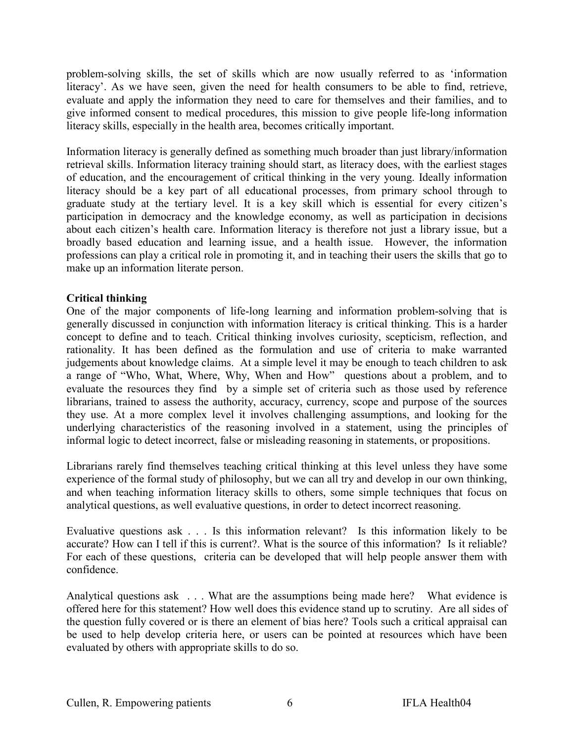problem-solving skills, the set of skills which are now usually referred to as 'information literacy'. As we have seen, given the need for health consumers to be able to find, retrieve, evaluate and apply the information they need to care for themselves and their families, and to give informed consent to medical procedures, this mission to give people life-long information literacy skills, especially in the health area, becomes critically important.

Information literacy is generally defined as something much broader than just library/information retrieval skills. Information literacy training should start, as literacy does, with the earliest stages of education, and the encouragement of critical thinking in the very young. Ideally information literacy should be a key part of all educational processes, from primary school through to graduate study at the tertiary level. It is a key skill which is essential for every citizen's participation in democracy and the knowledge economy, as well as participation in decisions about each citizen's health care. Information literacy is therefore not just a library issue, but a broadly based education and learning issue, and a health issue. However, the information professions can play a critical role in promoting it, and in teaching their users the skills that go to make up an information literate person.

**Critical thinking**

One of the major components of life-long learning and information problem-solving that is generally discussed in conjunction with information literacy is critical thinking. This is a harder concept to define and to teach. Critical thinking involves curiosity, scepticism, reflection, and rationality. It has been defined as the formulation and use of criteria to make warranted judgements about knowledge claims. At a simple level it may be enough to teach children to ask a range of "Who, What, Where, Why, When and How" questions about a problem, and to evaluate the resources they find by a simple set of criteria such as those used by reference librarians, trained to assess the authority, accuracy, currency, scope and purpose of the sources they use. At a more complex level it involves challenging assumptions, and looking for the underlying characteristics of the reasoning involved in a statement, using the principles of informal logic to detect incorrect, false or misleading reasoning in statements, or propositions.

Librarians rarely find themselves teaching critical thinking at this level unless they have some experience of the formal study of philosophy, but we can all try and develop in our own thinking, and when teaching information literacy skills to others, some simple techniques that focus on analytical questions, as well evaluative questions, in order to detect incorrect reasoning.

Evaluative questions ask . . . Is this information relevant? Is this information likely to be accurate? How can I tell if this is current?. What is the source of this information? Is it reliable? For each of these questions, criteria can be developed that will help people answer them with confidence.

Analytical questions ask . . . What are the assumptions being made here? What evidence is offered here for this statement? How well does this evidence stand up to scrutiny. Are all sides of the question fully covered or is there an element of bias here? Tools such a critical appraisal can be used to help develop criteria here, or users can be pointed at resources which have been evaluated by others with appropriate skills to do so.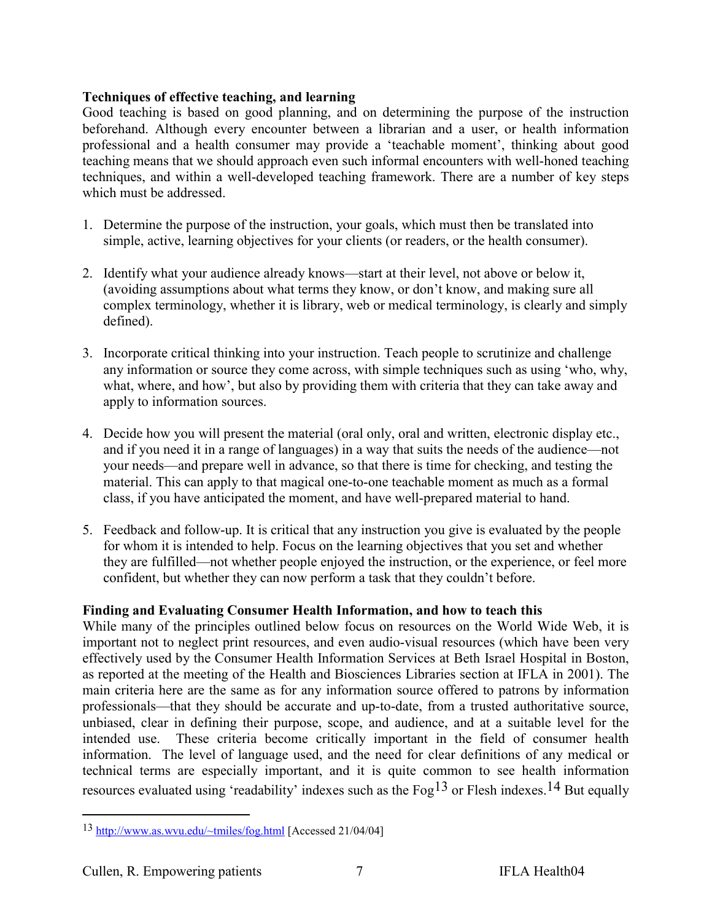**Techniques of effective teaching, and learning**

Good teaching is based on good planning, and on determining the purpose of the instruction beforehand. Although every encounter between a librarian and a user, or health information professional and a health consumer may provide a 'teachable moment', thinking about good teaching means that we should approach even such informal encounters with well-honed teaching techniques, and within a well-developed teaching framework. There are a number of key steps which must be addressed.

1. Determine the purpose of the instruction, your goals, which must then be translated into simple, active, learning objectives for your clients (or readers, or the health consumer).

2. Identify what your audience already knows—start at their level, not above or below it, (avoiding assumptions about what terms they know, or don't know, and making sure all complex terminology, whether it is library, web or medical terminology, is clearly and simply defined).

3. Incorporate critical thinking into your instruction. Teach people to scrutinize and challenge any information or source they come across, with simple techniques such as using 'who, why, what, where, and how', but also by providing them with criteria that they can take away and apply to information sources.

4. Decide how you will present the material (oral only, oral and written, electronic display etc., and if you need it in a range of languages) in a way that suits the needs of the audience—not your needs—and prepare well in advance, so that there is time for checking, and testing the material. This can apply to that magical one-to-one teachable moment as much as a formal class, if you have anticipated the moment, and have well-prepared material to hand.

5. Feedback and follow-up. It is critical that any instruction you give is evaluated by the people for whom it is intended to help. Focus on the learning objectives that you set and whether they are fulfilled—not whether people enjoyed the instruction, or the experience, or feel more confident, but whether they can now perform a task that they couldn't before.

**Finding and Evaluating Consumer Health Information, and how to teach this**

While many of the principles outlined below focus on resources on the World Wide Web, it is important not to neglect print resources, and even audio-visual resources (which have been very effectively used by the Consumer Health Information Services at Beth Israel Hospital in Boston, as reported at the meeting of the Health and Biosciences Libraries section at IFLA in 2001). The main criteria here are the same as for any information source offered to patrons by information professionals—that they should be accurate and up-to-date, from a trusted authoritative source, unbiased, clear in defining their purpose, scope, and audience, and at a suitable level for the intended use. These criteria become critically important in the field of consumer health information. The level of language used, and the need for clear definitions of any medical or technical terms are especially important, and it is quite common to see health information resources evaluated using 'readability' indexes such as the Fog[13] or Flesh indexes.[14] But equally

---

[13] http://www.as.wvu.edu/~tmiles/fog.html [Accessed 21/04/04]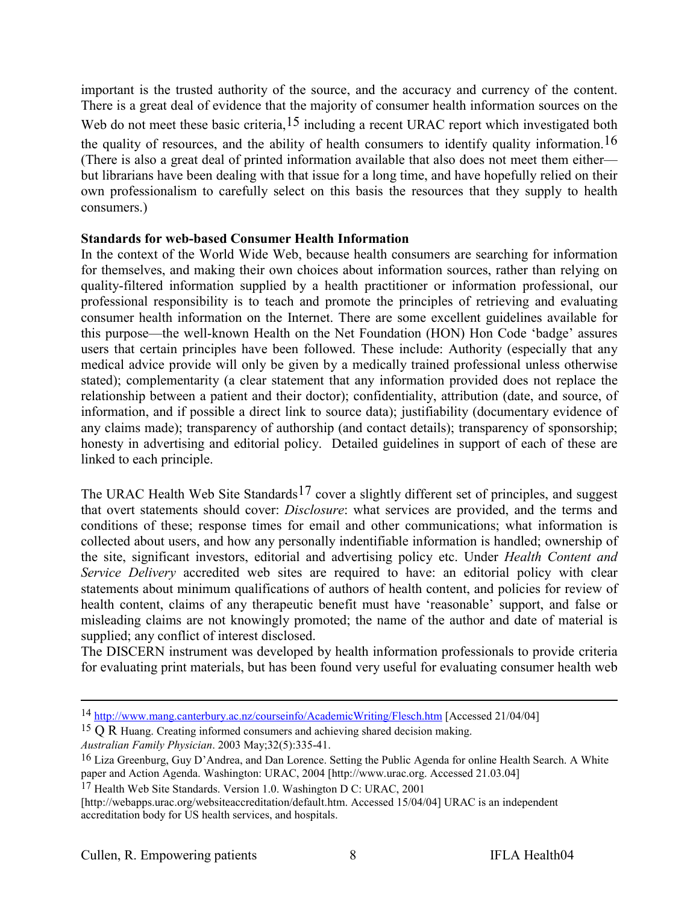important is the trusted authority of the source, and the accuracy and currency of the content. There is a great deal of evidence that the majority of consumer health information sources on the Web do not meet these basic criteria,[15] including a recent URAC report which investigated both the quality of resources, and the ability of health consumers to identify quality information.[16] (There is also a great deal of printed information available that also does not meet them either—but librarians have been dealing with that issue for a long time, and have hopefully relied on their own professionalism to carefully select on this basis the resources that they supply to health consumers.)

**Standards for web-based Consumer Health Information**

In the context of the World Wide Web, because health consumers are searching for information for themselves, and making their own choices about information sources, rather than relying on quality-filtered information supplied by a health practitioner or information professional, our professional responsibility is to teach and promote the principles of retrieving and evaluating consumer health information on the Internet. There are some excellent guidelines available for this purpose—the well-known Health on the Net Foundation (HON) Hon Code 'badge' assures users that certain principles have been followed. These include: Authority (especially that any medical advice provide will only be given by a medically trained professional unless otherwise stated); complementarity (a clear statement that any information provided does not replace the relationship between a patient and their doctor); confidentiality, attribution (date, and source, of information, and if possible a direct link to source data); justifiability (documentary evidence of any claims made); transparency of authorship (and contact details); transparency of sponsorship; honesty in advertising and editorial policy. Detailed guidelines in support of each of these are linked to each principle.

The URAC Health Web Site Standards[17] cover a slightly different set of principles, and suggest that overt statements should cover: *Disclosure*: what services are provided, and the terms and conditions of these; response times for email and other communications; what information is collected about users, and how any personally indentifiable information is handled; ownership of the site, significant investors, editorial and advertising policy etc. Under *Health Content and Service Delivery* accredited web sites are required to have: an editorial policy with clear statements about minimum qualifications of authors of health content, and policies for review of health content, claims of any therapeutic benefit must have 'reasonable' support, and false or misleading claims are not knowingly promoted; the name of the author and date of material is supplied; any conflict of interest disclosed.

The DISCERN instrument was developed by health information professionals to provide criteria for evaluating print materials, but has been found very useful for evaluating consumer health web

---

[14] http://www.mang.canterbury.ac.nz/courseinfo/AcademicWriting/Flesch.htm [Accessed 21/04/04]

[15] Q R Huang. Creating informed consumers and achieving shared decision making. *Australian Family Physician*. 2003 May;32(5):335-41.

[16] Liza Greenburg, Guy D'Andrea, and Dan Lorence. Setting the Public Agenda for online Health Search. A White paper and Action Agenda. Washington: URAC, 2004 [http://www.urac.org. Accessed 21.03.04]

[17] Health Web Site Standards. Version 1.0. Washington D C: URAC, 2001 [http://webapps.urac.org/websiteaccreditation/default.htm. Accessed 15/04/04] URAC is an independent accreditation body for US health services, and hospitals.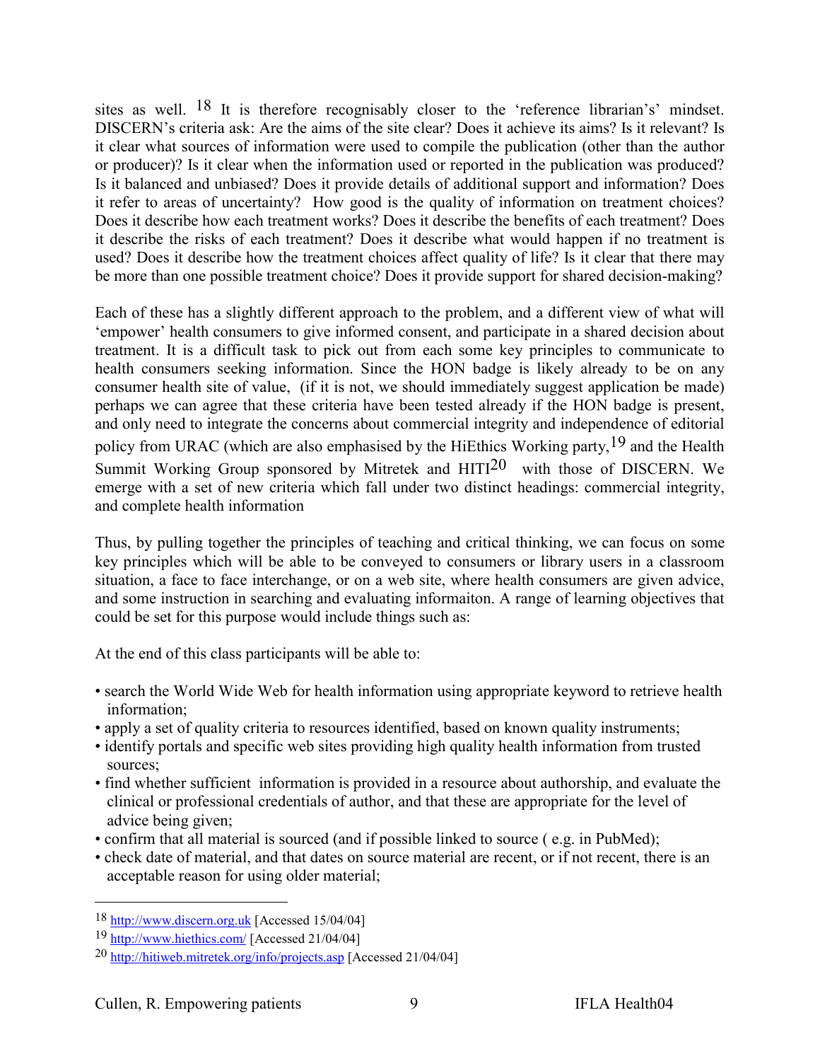sites as well. [18] It is therefore recognisably closer to the 'reference librarian's' mindset. DISCERN's criteria ask: Are the aims of the site clear? Does it achieve its aims? Is it relevant? Is it clear what sources of information were used to compile the publication (other than the author or producer)? Is it clear when the information used or reported in the publication was produced? Is it balanced and unbiased? Does it provide details of additional support and information? Does it refer to areas of uncertainty? How good is the quality of information on treatment choices? Does it describe how each treatment works? Does it describe the benefits of each treatment? Does it describe the risks of each treatment? Does it describe what would happen if no treatment is used? Does it describe how the treatment choices affect quality of life? Is it clear that there may be more than one possible treatment choice? Does it provide support for shared decision-making?

Each of these has a slightly different approach to the problem, and a different view of what will 'empower' health consumers to give informed consent, and participate in a shared decision about treatment. It is a difficult task to pick out from each some key principles to communicate to health consumers seeking information. Since the HON badge is likely already to be on any consumer health site of value, (if it is not, we should immediately suggest application be made) perhaps we can agree that these criteria have been tested already if the HON badge is present, and only need to integrate the concerns about commercial integrity and independence of editorial policy from URAC (which are also emphasised by the HiEthics Working party,[19] and the Health Summit Working Group sponsored by Mitretek and HITI[20] with those of DISCERN. We emerge with a set of new criteria which fall under two distinct headings: commercial integrity, and complete health information

Thus, by pulling together the principles of teaching and critical thinking, we can focus on some key principles which will be able to be conveyed to consumers or library users in a classroom situation, a face to face interchange, or on a web site, where health consumers are given advice, and some instruction in searching and evaluating informaiton. A range of learning objectives that could be set for this purpose would include things such as:

At the end of this class participants will be able to:

- search the World Wide Web for health information using appropriate keyword to retrieve health information;
- apply a set of quality criteria to resources identified, based on known quality instruments;
- identify portals and specific web sites providing high quality health information from trusted sources;
- find whether sufficient information is provided in a resource about authorship, and evaluate the clinical or professional credentials of author, and that these are appropriate for the level of advice being given;
- confirm that all material is sourced (and if possible linked to source ( e.g. in PubMed);
- check date of material, and that dates on source material are recent, or if not recent, there is an acceptable reason for using older material;

---

[18] http://www.discern.org.uk [Accessed 15/04/04]

[19] http://www.hiethics.com/ [Accessed 21/04/04]

[20] http://hitiweb.mitretek.org/info/projects.asp [Accessed 21/04/04]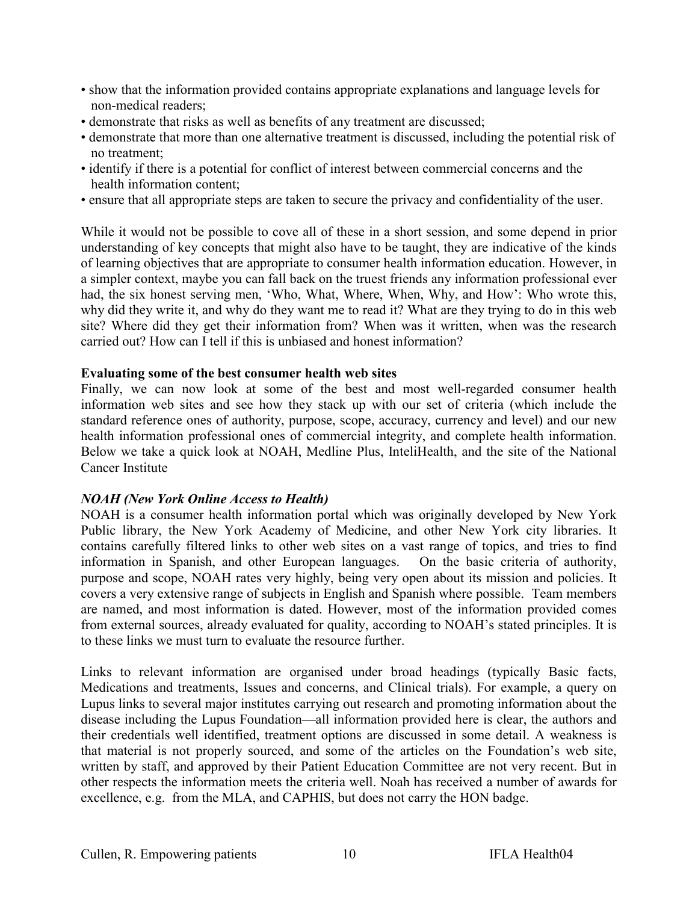- show that the information provided contains appropriate explanations and language levels for non-medical readers;
- demonstrate that risks as well as benefits of any treatment are discussed;
- demonstrate that more than one alternative treatment is discussed, including the potential risk of no treatment;
- identify if there is a potential for conflict of interest between commercial concerns and the health information content;
- ensure that all appropriate steps are taken to secure the privacy and confidentiality of the user.

While it would not be possible to cove all of these in a short session, and some depend in prior understanding of key concepts that might also have to be taught, they are indicative of the kinds of learning objectives that are appropriate to consumer health information education. However, in a simpler context, maybe you can fall back on the truest friends any information professional ever had, the six honest serving men, 'Who, What, Where, When, Why, and How': Who wrote this, why did they write it, and why do they want me to read it? What are they trying to do in this web site? Where did they get their information from? When was it written, when was the research carried out? How can I tell if this is unbiased and honest information?

**Evaluating some of the best consumer health web sites**

Finally, we can now look at some of the best and most well-regarded consumer health information web sites and see how they stack up with our set of criteria (which include the standard reference ones of authority, purpose, scope, accuracy, currency and level) and our new health information professional ones of commercial integrity, and complete health information. Below we take a quick look at NOAH, Medline Plus, InteliHealth, and the site of the National Cancer Institute

***NOAH (New York Online Access to Health)***

NOAH is a consumer health information portal which was originally developed by New York Public library, the New York Academy of Medicine, and other New York city libraries. It contains carefully filtered links to other web sites on a vast range of topics, and tries to find information in Spanish, and other European languages. On the basic criteria of authority, purpose and scope, NOAH rates very highly, being very open about its mission and policies. It covers a very extensive range of subjects in English and Spanish where possible. Team members are named, and most information is dated. However, most of the information provided comes from external sources, already evaluated for quality, according to NOAH's stated principles. It is to these links we must turn to evaluate the resource further.

Links to relevant information are organised under broad headings (typically Basic facts, Medications and treatments, Issues and concerns, and Clinical trials). For example, a query on Lupus links to several major institutes carrying out research and promoting information about the disease including the Lupus Foundation—all information provided here is clear, the authors and their credentials well identified, treatment options are discussed in some detail. A weakness is that material is not properly sourced, and some of the articles on the Foundation's web site, written by staff, and approved by their Patient Education Committee are not very recent. But in other respects the information meets the criteria well. Noah has received a number of awards for excellence, e.g. from the MLA, and CAPHIS, but does not carry the HON badge.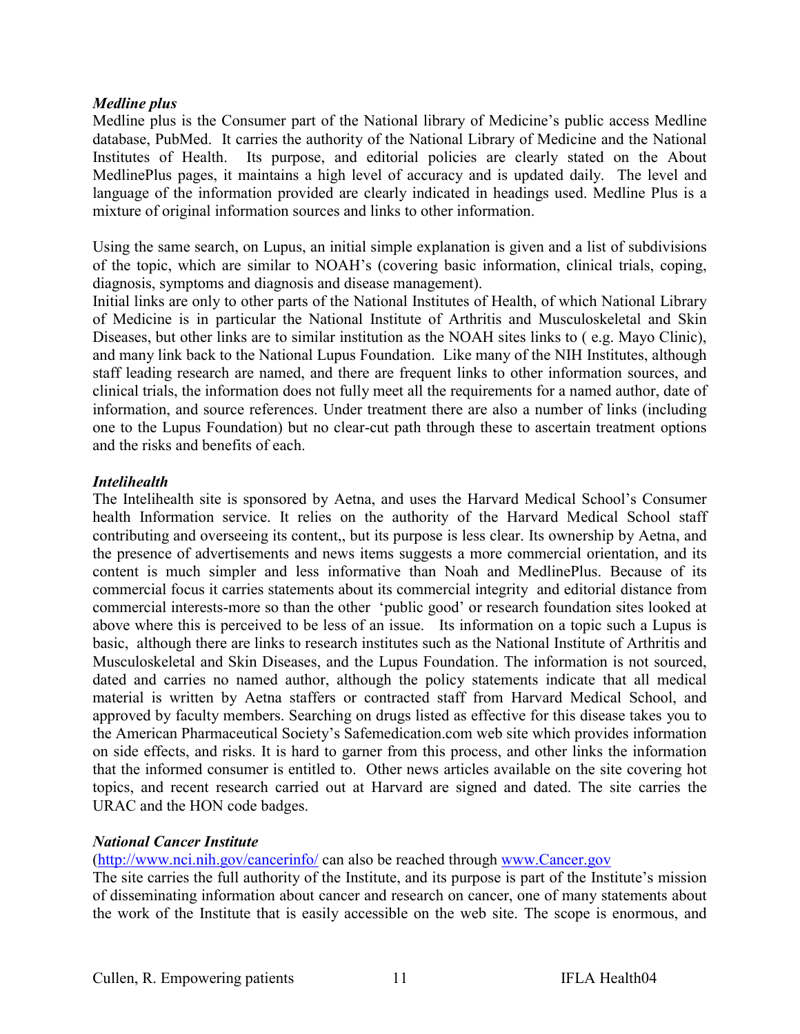***Medline plus***

Medline plus is the Consumer part of the National library of Medicine's public access Medline database, PubMed. It carries the authority of the National Library of Medicine and the National Institutes of Health. Its purpose, and editorial policies are clearly stated on the About MedlinePlus pages, it maintains a high level of accuracy and is updated daily. The level and language of the information provided are clearly indicated in headings used. Medline Plus is a mixture of original information sources and links to other information.

Using the same search, on Lupus, an initial simple explanation is given and a list of subdivisions of the topic, which are similar to NOAH's (covering basic information, clinical trials, coping, diagnosis, symptoms and diagnosis and disease management).
Initial links are only to other parts of the National Institutes of Health, of which National Library of Medicine is in particular the National Institute of Arthritis and Musculoskeletal and Skin Diseases, but other links are to similar institution as the NOAH sites links to ( e.g. Mayo Clinic), and many link back to the National Lupus Foundation. Like many of the NIH Institutes, although staff leading research are named, and there are frequent links to other information sources, and clinical trials, the information does not fully meet all the requirements for a named author, date of information, and source references. Under treatment there are also a number of links (including one to the Lupus Foundation) but no clear-cut path through these to ascertain treatment options and the risks and benefits of each.

***Intelihealth***

The Intelihealth site is sponsored by Aetna, and uses the Harvard Medical School's Consumer health Information service. It relies on the authority of the Harvard Medical School staff contributing and overseeing its content,, but its purpose is less clear. Its ownership by Aetna, and the presence of advertisements and news items suggests a more commercial orientation, and its content is much simpler and less informative than Noah and MedlinePlus. Because of its commercial focus it carries statements about its commercial integrity and editorial distance from commercial interests-more so than the other 'public good' or research foundation sites looked at above where this is perceived to be less of an issue. Its information on a topic such a Lupus is basic, although there are links to research institutes such as the National Institute of Arthritis and Musculoskeletal and Skin Diseases, and the Lupus Foundation. The information is not sourced, dated and carries no named author, although the policy statements indicate that all medical material is written by Aetna staffers or contracted staff from Harvard Medical School, and approved by faculty members. Searching on drugs listed as effective for this disease takes you to the American Pharmaceutical Society's Safemedication.com web site which provides information on side effects, and risks. It is hard to garner from this process, and other links the information that the informed consumer is entitled to. Other news articles available on the site covering hot topics, and recent research carried out at Harvard are signed and dated. The site carries the URAC and the HON code badges.

***National Cancer Institute***

(http://www.nci.nih.gov/cancerinfo/ can also be reached through www.Cancer.gov

The site carries the full authority of the Institute, and its purpose is part of the Institute's mission of disseminating information about cancer and research on cancer, one of many statements about the work of the Institute that is easily accessible on the web site. The scope is enormous, and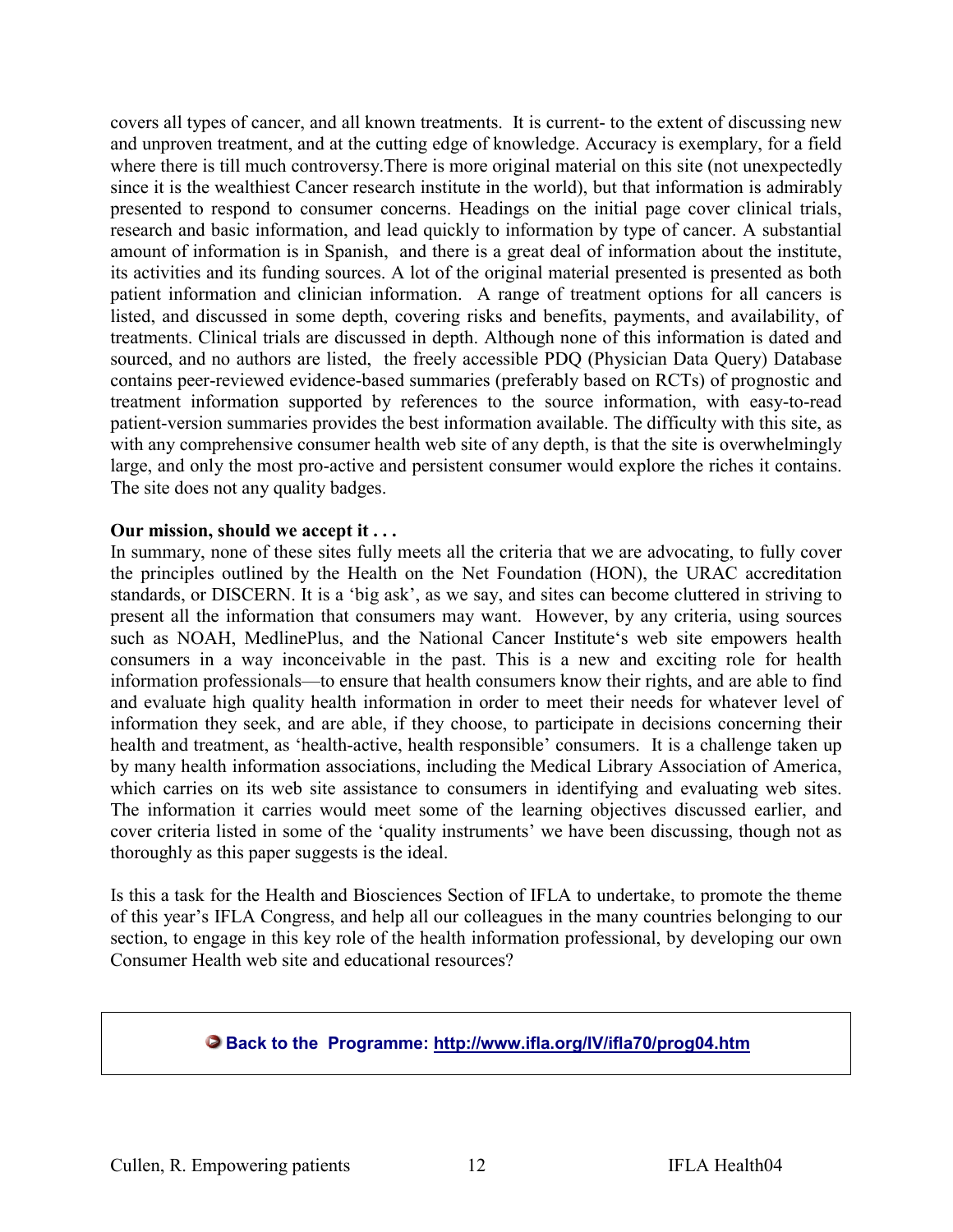covers all types of cancer, and all known treatments. It is current- to the extent of discussing new and unproven treatment, and at the cutting edge of knowledge. Accuracy is exemplary, for a field where there is till much controversy.There is more original material on this site (not unexpectedly since it is the wealthiest Cancer research institute in the world), but that information is admirably presented to respond to consumer concerns. Headings on the initial page cover clinical trials, research and basic information, and lead quickly to information by type of cancer. A substantial amount of information is in Spanish, and there is a great deal of information about the institute, its activities and its funding sources. A lot of the original material presented is presented as both patient information and clinician information. A range of treatment options for all cancers is listed, and discussed in some depth, covering risks and benefits, payments, and availability, of treatments. Clinical trials are discussed in depth. Although none of this information is dated and sourced, and no authors are listed, the freely accessible PDQ (Physician Data Query) Database contains peer-reviewed evidence-based summaries (preferably based on RCTs) of prognostic and treatment information supported by references to the source information, with easy-to-read patient-version summaries provides the best information available. The difficulty with this site, as with any comprehensive consumer health web site of any depth, is that the site is overwhelmingly large, and only the most pro-active and persistent consumer would explore the riches it contains. The site does not any quality badges.

**Our mission, should we accept it . . .**

In summary, none of these sites fully meets all the criteria that we are advocating, to fully cover the principles outlined by the Health on the Net Foundation (HON), the URAC accreditation standards, or DISCERN. It is a 'big ask', as we say, and sites can become cluttered in striving to present all the information that consumers may want. However, by any criteria, using sources such as NOAH, MedlinePlus, and the National Cancer Institute's web site empowers health consumers in a way inconceivable in the past. This is a new and exciting role for health information professionals—to ensure that health consumers know their rights, and are able to find and evaluate high quality health information in order to meet their needs for whatever level of information they seek, and are able, if they choose, to participate in decisions concerning their health and treatment, as 'health-active, health responsible' consumers. It is a challenge taken up by many health information associations, including the Medical Library Association of America, which carries on its web site assistance to consumers in identifying and evaluating web sites. The information it carries would meet some of the learning objectives discussed earlier, and cover criteria listed in some of the 'quality instruments' we have been discussing, though not as thoroughly as this paper suggests is the ideal.

Is this a task for the Health and Biosciences Section of IFLA to undertake, to promote the theme of this year's IFLA Congress, and help all our colleagues in the many countries belonging to our section, to engage in this key role of the health information professional, by developing our own Consumer Health web site and educational resources?

**Back to the Programme: http://www.ifla.org/IV/ifla70/prog04.htm**